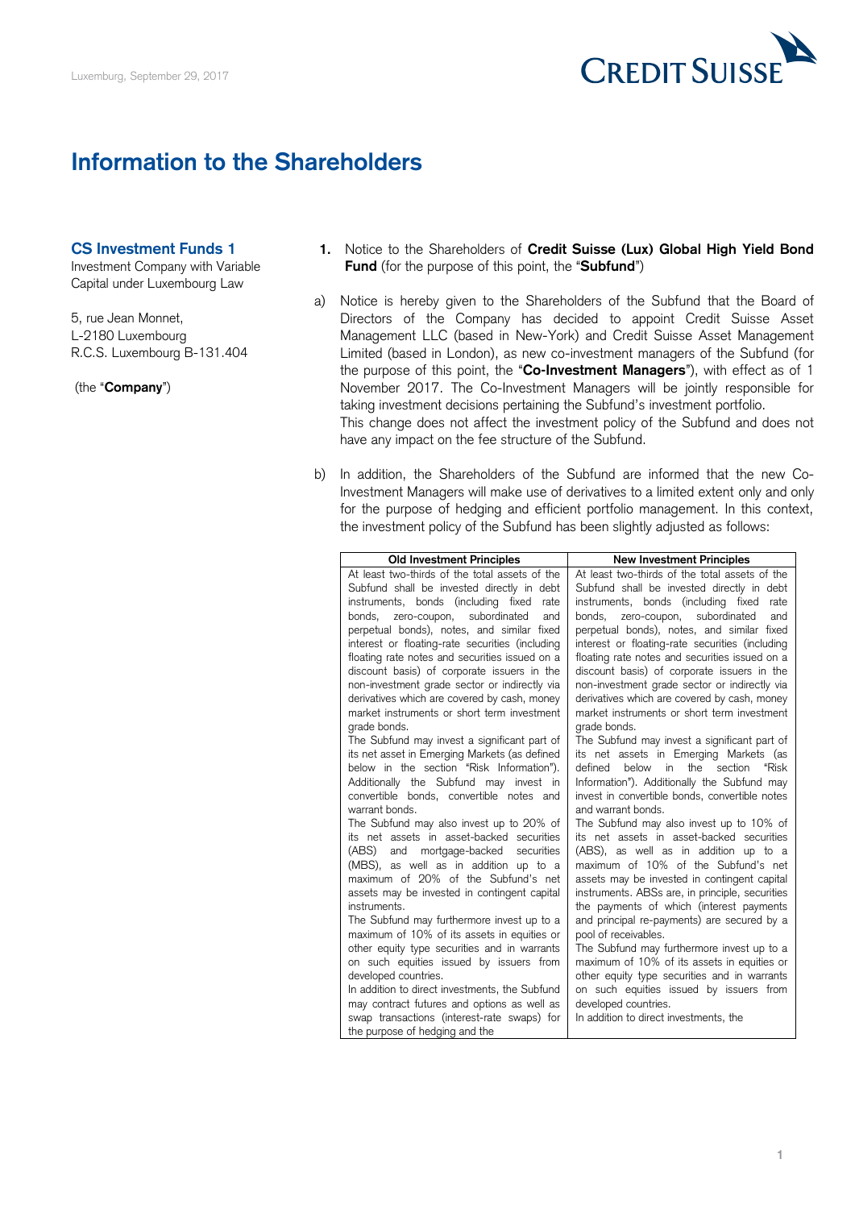Luxemburg, September 29, 2017

# Information to the Shareholders

**CS Investment Funds 1**
Investment Company with Variable Capital under Luxembourg Law

5, rue Jean Monnet,
L-2180 Luxembourg
R.C.S. Luxembourg B-131.404

(the "**Company**")

**1.** Notice to the Shareholders of **Credit Suisse (Lux) Global High Yield Bond Fund** (for the purpose of this point, the "**Subfund**")

a) Notice is hereby given to the Shareholders of the Subfund that the Board of Directors of the Company has decided to appoint Credit Suisse Asset Management LLC (based in New-York) and Credit Suisse Asset Management Limited (based in London), as new co-investment managers of the Subfund (for the purpose of this point, the "**Co-Investment Managers**"), with effect as of 1 November 2017. The Co-Investment Managers will be jointly responsible for taking investment decisions pertaining the Subfund's investment portfolio.
This change does not affect the investment policy of the Subfund and does not have any impact on the fee structure of the Subfund.

b) In addition, the Shareholders of the Subfund are informed that the new Co-Investment Managers will make use of derivatives to a limited extent only and only for the purpose of hedging and efficient portfolio management. In this context, the investment policy of the Subfund has been slightly adjusted as follows:

| Old Investment Principles | New Investment Principles |
|---|---|
| At least two-thirds of the total assets of the Subfund shall be invested directly in debt instruments, bonds (including fixed rate bonds, zero-coupon, subordinated and perpetual bonds), notes, and similar fixed interest or floating-rate securities (including floating rate notes and securities issued on a discount basis) of corporate issuers in the non-investment grade sector or indirectly via derivatives which are covered by cash, money market instruments or short term investment grade bonds.<br>The Subfund may invest a significant part of its net asset in Emerging Markets (as defined below in the section "Risk Information"). Additionally the Subfund may invest in convertible bonds, convertible notes and warrant bonds.<br>The Subfund may also invest up to 20% of its net assets in asset-backed securities (ABS) and mortgage-backed securities (MBS), as well as in addition up to a maximum of 20% of the Subfund's net assets may be invested in contingent capital instruments.<br>The Subfund may furthermore invest up to a maximum of 10% of its assets in equities or other equity type securities and in warrants on such equities issued by issuers from developed countries.<br>In addition to direct investments, the Subfund may contract futures and options as well as swap transactions (interest-rate swaps) for the purpose of hedging and the | At least two-thirds of the total assets of the Subfund shall be invested directly in debt instruments, bonds (including fixed rate bonds, zero-coupon, subordinated and perpetual bonds), notes, and similar fixed interest or floating-rate securities (including floating rate notes and securities issued on a discount basis) of corporate issuers in the non-investment grade sector or indirectly via derivatives which are covered by cash, money market instruments or short term investment grade bonds.<br>The Subfund may invest a significant part of its net assets in Emerging Markets (as defined below in the section "Risk Information"). Additionally the Subfund may invest in convertible bonds, convertible notes and warrant bonds.<br>The Subfund may also invest up to 10% of its net assets in asset-backed securities (ABS), as well as in addition up to a maximum of 10% of the Subfund's net assets may be invested in contingent capital instruments. ABSs are, in principle, securities the payments of which (interest payments and principal re-payments) are secured by a pool of receivables.<br>The Subfund may furthermore invest up to a maximum of 10% of its assets in equities or other equity type securities and in warrants on such equities issued by issuers from developed countries.<br>In addition to direct investments, the |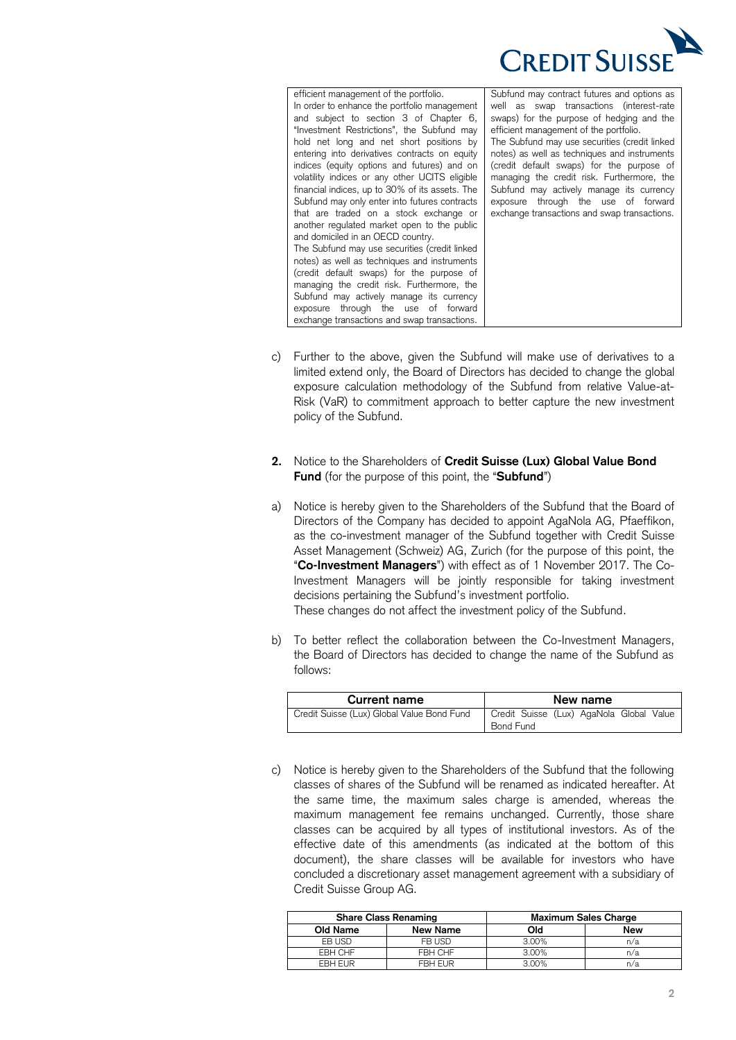| | |
|---|---|
| efficient management of the portfolio.<br>In order to enhance the portfolio management and subject to section 3 of Chapter 6, "Investment Restrictions", the Subfund may hold net long and net short positions by entering into derivatives contracts on equity indices (equity options and futures) and on volatility indices or any other UCITS eligible financial indices, up to 30% of its assets. The Subfund may only enter into futures contracts that are traded on a stock exchange or another regulated market open to the public and domiciled in an OECD country.<br>The Subfund may use securities (credit linked notes) as well as techniques and instruments (credit default swaps) for the purpose of managing the credit risk. Furthermore, the Subfund may actively manage its currency exposure through the use of forward exchange transactions and swap transactions. | Subfund may contract futures and options as well as swap transactions (interest-rate swaps) for the purpose of hedging and the efficient management of the portfolio.<br>The Subfund may use securities (credit linked notes) as well as techniques and instruments (credit default swaps) for the purpose of managing the credit risk. Furthermore, the Subfund may actively manage its currency exposure through the use of forward exchange transactions and swap transactions. |

c) Further to the above, given the Subfund will make use of derivatives to a limited extend only, the Board of Directors has decided to change the global exposure calculation methodology of the Subfund from relative Value-at-Risk (VaR) to commitment approach to better capture the new investment policy of the Subfund.

**2.** Notice to the Shareholders of **Credit Suisse (Lux) Global Value Bond Fund** (for the purpose of this point, the "**Subfund**")

a) Notice is hereby given to the Shareholders of the Subfund that the Board of Directors of the Company has decided to appoint AgaNola AG, Pfaeffikon, as the co-investment manager of the Subfund together with Credit Suisse Asset Management (Schweiz) AG, Zurich (for the purpose of this point, the "**Co-Investment Managers**") with effect as of 1 November 2017. The Co-Investment Managers will be jointly responsible for taking investment decisions pertaining the Subfund's investment portfolio.
These changes do not affect the investment policy of the Subfund.

b) To better reflect the collaboration between the Co-Investment Managers, the Board of Directors has decided to change the name of the Subfund as follows:

| Current name | New name |
|---|---|
| Credit Suisse (Lux) Global Value Bond Fund | Credit Suisse (Lux) AgaNola Global Value Bond Fund |

c) Notice is hereby given to the Shareholders of the Subfund that the following classes of shares of the Subfund will be renamed as indicated hereafter. At the same time, the maximum sales charge is amended, whereas the maximum management fee remains unchanged. Currently, those share classes can be acquired by all types of institutional investors. As of the effective date of this amendments (as indicated at the bottom of this document), the share classes will be available for investors who have concluded a discretionary asset management agreement with a subsidiary of Credit Suisse Group AG.

| Share Class Renaming | | Maximum Sales Charge | |
|---|---|---|---|
| **Old Name** | **New Name** | **Old** | **New** |
| EB USD | FB USD | 3.00% | n/a |
| EBH CHF | FBH CHF | 3.00% | n/a |
| EBH EUR | FBH EUR | 3.00% | n/a |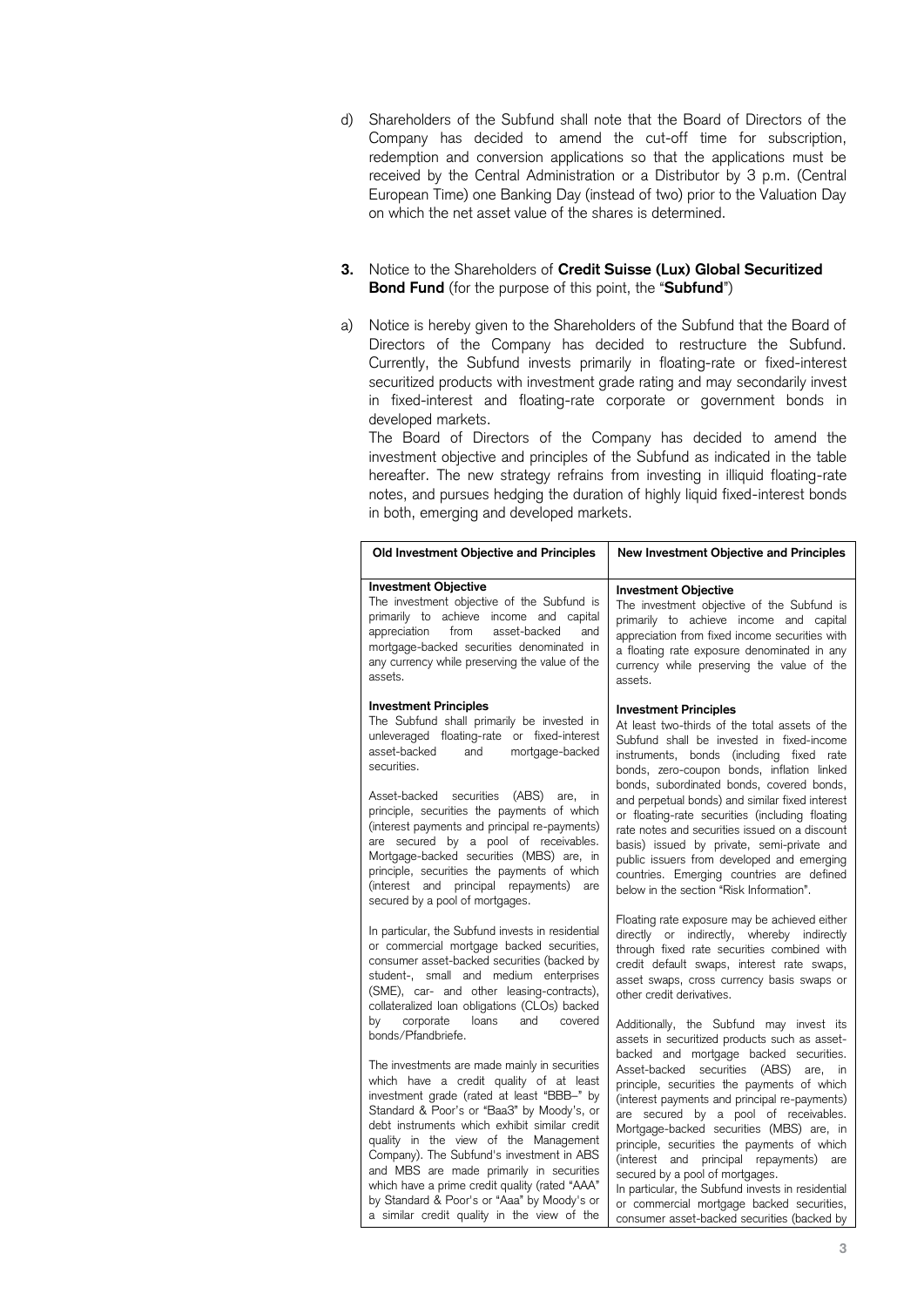d) Shareholders of the Subfund shall note that the Board of Directors of the Company has decided to amend the cut-off time for subscription, redemption and conversion applications so that the applications must be received by the Central Administration or a Distributor by 3 p.m. (Central European Time) one Banking Day (instead of two) prior to the Valuation Day on which the net asset value of the shares is determined.

**3.** Notice to the Shareholders of **Credit Suisse (Lux) Global Securitized Bond Fund** (for the purpose of this point, the "**Subfund**")

a) Notice is hereby given to the Shareholders of the Subfund that the Board of Directors of the Company has decided to restructure the Subfund. Currently, the Subfund invests primarily in floating-rate or fixed-interest securitized products with investment grade rating and may secondarily invest in fixed-interest and floating-rate corporate or government bonds in developed markets.
The Board of Directors of the Company has decided to amend the investment objective and principles of the Subfund as indicated in the table hereafter. The new strategy refrains from investing in illiquid floating-rate notes, and pursues hedging the duration of highly liquid fixed-interest bonds in both, emerging and developed markets.

| Old Investment Objective and Principles | New Investment Objective and Principles |
|---|---|
| **Investment Objective**<br>The investment objective of the Subfund is primarily to achieve income and capital appreciation from asset-backed and mortgage-backed securities denominated in any currency while preserving the value of the assets.<br><br>**Investment Principles**<br>The Subfund shall primarily be invested in unleveraged floating-rate or fixed-interest asset-backed and mortgage-backed securities.<br><br>Asset-backed securities (ABS) are, in principle, securities the payments of which (interest payments and principal re-payments) are secured by a pool of receivables. Mortgage-backed securities (MBS) are, in principle, securities the payments of which (interest and principal repayments) are secured by a pool of mortgages.<br><br>In particular, the Subfund invests in residential or commercial mortgage backed securities, consumer asset-backed securities (backed by student-, small and medium enterprises (SME), car- and other leasing-contracts), collateralized loan obligations (CLOs) backed by corporate loans and covered bonds/Pfandbriefe.<br><br>The investments are made mainly in securities which have a credit quality of at least investment grade (rated at least "BBB–" by Standard & Poor's or "Baa3" by Moody's, or debt instruments which exhibit similar credit quality in the view of the Management Company). The Subfund's investment in ABS and MBS are made primarily in securities which have a prime credit quality (rated "AAA" by Standard & Poor's or "Aaa" by Moody's or a similar credit quality in the view of the | **Investment Objective**<br>The investment objective of the Subfund is primarily to achieve income and capital appreciation from fixed income securities with a floating rate exposure denominated in any currency while preserving the value of the assets.<br><br>**Investment Principles**<br>At least two-thirds of the total assets of the Subfund shall be invested in fixed-income instruments, bonds (including fixed rate bonds, zero-coupon bonds, inflation linked bonds, subordinated bonds, covered bonds, and perpetual bonds) and similar fixed interest or floating-rate securities (including floating rate notes and securities issued on a discount basis) issued by private, semi-private and public issuers from developed and emerging countries. Emerging countries are defined below in the section "Risk Information".<br><br>Floating rate exposure may be achieved either directly or indirectly, whereby indirectly through fixed rate securities combined with credit default swaps, interest rate swaps, asset swaps, cross currency basis swaps or other credit derivatives.<br><br>Additionally, the Subfund may invest its assets in securitized products such as asset-backed and mortgage backed securities. Asset-backed securities (ABS) are, in principle, securities the payments of which (interest payments and principal re-payments) are secured by a pool of receivables. Mortgage-backed securities (MBS) are, in principle, securities the payments of which (interest and principal repayments) are secured by a pool of mortgages.<br>In particular, the Subfund invests in residential or commercial mortgage backed securities, consumer asset-backed securities (backed by |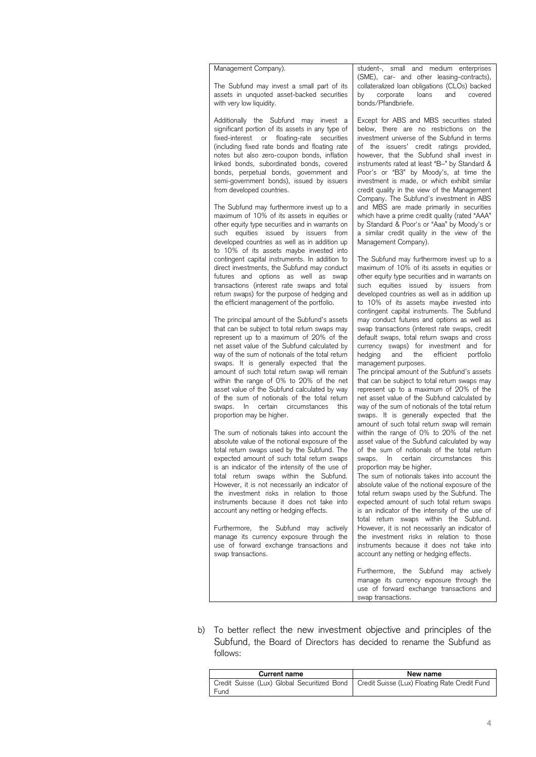| | |
|---|---|
| Management Company).<br><br>The Subfund may invest a small part of its assets in unquoted asset-backed securities with very low liquidity.<br><br>Additionally the Subfund may invest a significant portion of its assets in any type of fixed-interest or floating-rate securities (including fixed rate bonds and floating rate notes but also zero-coupon bonds, inflation linked bonds, subordinated bonds, covered bonds, perpetual bonds, government and semi-government bonds), issued by issuers from developed countries.<br><br>The Subfund may furthermore invest up to a maximum of 10% of its assets in equities or other equity type securities and in warrants on such equities issued by issuers from developed countries as well as in addition up to 10% of its assets maybe invested into contingent capital instruments. In addition to direct investments, the Subfund may conduct futures and options as well as swap transactions (interest rate swaps and total return swaps) for the purpose of hedging and the efficient management of the portfolio.<br><br>The principal amount of the Subfund's assets that can be subject to total return swaps may represent up to a maximum of 20% of the net asset value of the Subfund calculated by way of the sum of notionals of the total return swaps. It is generally expected that the amount of such total return swap will remain within the range of 0% to 20% of the net asset value of the Subfund calculated by way of the sum of notionals of the total return swaps. In certain circumstances this proportion may be higher.<br><br>The sum of notionals takes into account the absolute value of the notional exposure of the total return swaps used by the Subfund. The expected amount of such total return swaps is an indicator of the intensity of the use of total return swaps within the Subfund. However, it is not necessarily an indicator of the investment risks in relation to those instruments because it does not take into account any netting or hedging effects.<br><br>Furthermore, the Subfund may actively manage its currency exposure through the use of forward exchange transactions and swap transactions. | student-, small and medium enterprises (SME), car- and other leasing-contracts), collateralized loan obligations (CLOs) backed by corporate loans and covered bonds/Pfandbriefe.<br><br>Except for ABS and MBS securities stated below, there are no restrictions on the investment universe of the Subfund in terms of the issuers' credit ratings provided, however, that the Subfund shall invest in instruments rated at least "B–" by Standard & Poor's or "B3" by Moody's, at time the investment is made, or which exhibit similar credit quality in the view of the Management Company. The Subfund's investment in ABS and MBS are made primarily in securities which have a prime credit quality (rated "AAA" by Standard & Poor's or "Aaa" by Moody's or a similar credit quality in the view of the Management Company).<br><br>The Subfund may furthermore invest up to a maximum of 10% of its assets in equities or other equity type securities and in warrants on such equities issued by issuers from developed countries as well as in addition up to 10% of its assets maybe invested into contingent capital instruments. The Subfund may conduct futures and options as well as swap transactions (interest rate swaps, credit default swaps, total return swaps and cross currency swaps) for investment and for hedging and the efficient portfolio management purposes.<br>The principal amount of the Subfund's assets that can be subject to total return swaps may represent up to a maximum of 20% of the net asset value of the Subfund calculated by way of the sum of notionals of the total return swaps. It is generally expected that the amount of such total return swap will remain within the range of 0% to 20% of the net asset value of the Subfund calculated by way of the sum of notionals of the total return swaps. In certain circumstances this proportion may be higher.<br>The sum of notionals takes into account the absolute value of the notional exposure of the total return swaps used by the Subfund. The expected amount of such total return swaps is an indicator of the intensity of the use of total return swaps within the Subfund. However, it is not necessarily an indicator of the investment risks in relation to those instruments because it does not take into account any netting or hedging effects.<br><br>Furthermore, the Subfund may actively manage its currency exposure through the use of forward exchange transactions and swap transactions. |

b) To better reflect the new investment objective and principles of the Subfund, the Board of Directors has decided to rename the Subfund as follows:

| Current name | New name |
|---|---|
| Credit Suisse (Lux) Global Securitized Bond Fund | Credit Suisse (Lux) Floating Rate Credit Fund |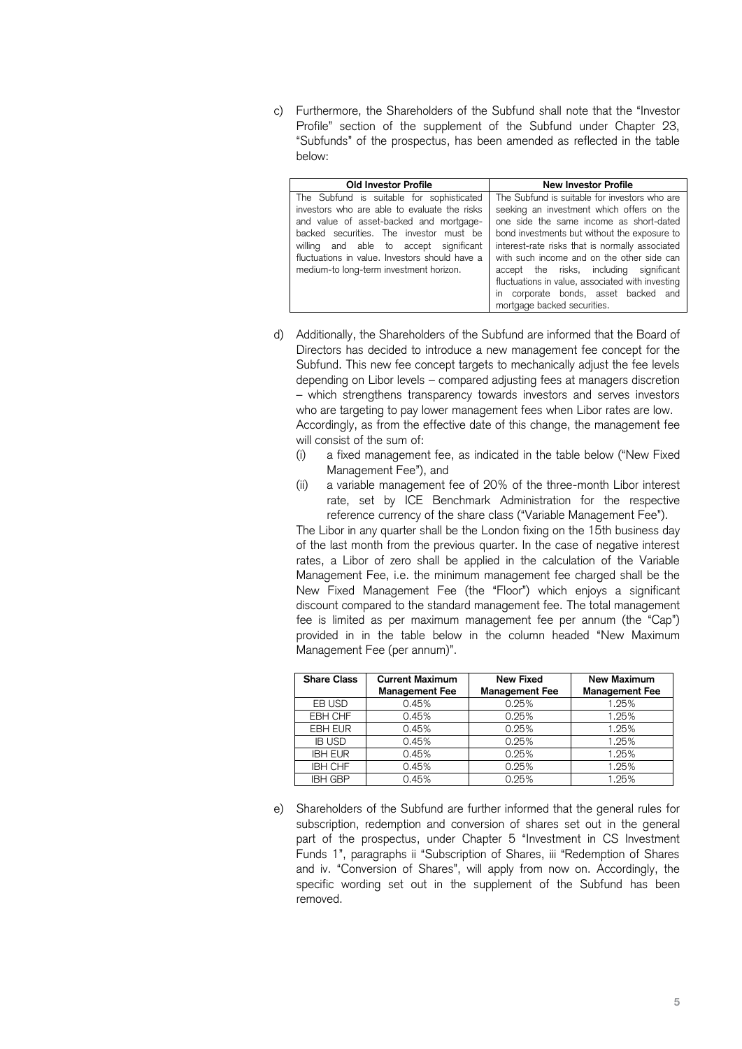c) Furthermore, the Shareholders of the Subfund shall note that the "Investor Profile" section of the supplement of the Subfund under Chapter 23, "Subfunds" of the prospectus, has been amended as reflected in the table below:

| Old Investor Profile | New Investor Profile |
|---|---|
| The Subfund is suitable for sophisticated investors who are able to evaluate the risks and value of asset-backed and mortgage-backed securities. The investor must be willing and able to accept significant fluctuations in value. Investors should have a medium-to long-term investment horizon. | The Subfund is suitable for investors who are seeking an investment which offers on the one side the same income as short-dated bond investments but without the exposure to interest-rate risks that is normally associated with such income and on the other side can accept the risks, including significant fluctuations in value, associated with investing in corporate bonds, asset backed and mortgage backed securities. |

d) Additionally, the Shareholders of the Subfund are informed that the Board of Directors has decided to introduce a new management fee concept for the Subfund. This new fee concept targets to mechanically adjust the fee levels depending on Libor levels – compared adjusting fees at managers discretion – which strengthens transparency towards investors and serves investors who are targeting to pay lower management fees when Libor rates are low.
Accordingly, as from the effective date of this change, the management fee will consist of the sum of:
   (i) a fixed management fee, as indicated in the table below ("New Fixed Management Fee"), and
   (ii) a variable management fee of 20% of the three-month Libor interest rate, set by ICE Benchmark Administration for the respective reference currency of the share class ("Variable Management Fee").

   The Libor in any quarter shall be the London fixing on the 15th business day of the last month from the previous quarter. In the case of negative interest rates, a Libor of zero shall be applied in the calculation of the Variable Management Fee, i.e. the minimum management fee charged shall be the New Fixed Management Fee (the "Floor") which enjoys a significant discount compared to the standard management fee. The total management fee is limited as per maximum management fee per annum (the "Cap") provided in in the table below in the column headed "New Maximum Management Fee (per annum)".

| Share Class | Current Maximum Management Fee | New Fixed Management Fee | New Maximum Management Fee |
|---|---|---|---|
| EB USD | 0.45% | 0.25% | 1.25% |
| EBH CHF | 0.45% | 0.25% | 1.25% |
| EBH EUR | 0.45% | 0.25% | 1.25% |
| IB USD | 0.45% | 0.25% | 1.25% |
| IBH EUR | 0.45% | 0.25% | 1.25% |
| IBH CHF | 0.45% | 0.25% | 1.25% |
| IBH GBP | 0.45% | 0.25% | 1.25% |

e) Shareholders of the Subfund are further informed that the general rules for subscription, redemption and conversion of shares set out in the general part of the prospectus, under Chapter 5 "Investment in CS Investment Funds 1", paragraphs ii "Subscription of Shares, iii "Redemption of Shares and iv. "Conversion of Shares", will apply from now on. Accordingly, the specific wording set out in the supplement of the Subfund has been removed.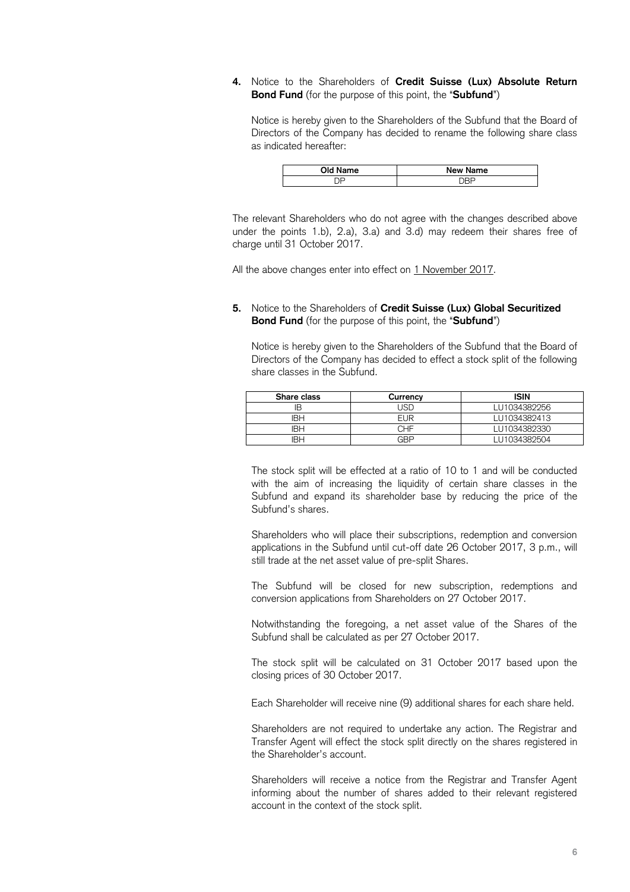**4.** Notice to the Shareholders of **Credit Suisse (Lux) Absolute Return Bond Fund** (for the purpose of this point, the "**Subfund**")

Notice is hereby given to the Shareholders of the Subfund that the Board of Directors of the Company has decided to rename the following share class as indicated hereafter:

| Old Name | New Name |
|---|---|
| DP | DBP |

The relevant Shareholders who do not agree with the changes described above under the points 1.b), 2.a), 3.a) and 3.d) may redeem their shares free of charge until 31 October 2017.

All the above changes enter into effect on 1 November 2017.

**5.** Notice to the Shareholders of **Credit Suisse (Lux) Global Securitized Bond Fund** (for the purpose of this point, the "**Subfund**")

Notice is hereby given to the Shareholders of the Subfund that the Board of Directors of the Company has decided to effect a stock split of the following share classes in the Subfund.

| Share class | Currency | ISIN |
|---|---|---|
| IB | USD | LU1034382256 |
| IBH | EUR | LU1034382413 |
| IBH | CHF | LU1034382330 |
| IBH | GBP | LU1034382504 |

The stock split will be effected at a ratio of 10 to 1 and will be conducted with the aim of increasing the liquidity of certain share classes in the Subfund and expand its shareholder base by reducing the price of the Subfund's shares.

Shareholders who will place their subscriptions, redemption and conversion applications in the Subfund until cut-off date 26 October 2017, 3 p.m., will still trade at the net asset value of pre-split Shares.

The Subfund will be closed for new subscription, redemptions and conversion applications from Shareholders on 27 October 2017.

Notwithstanding the foregoing, a net asset value of the Shares of the Subfund shall be calculated as per 27 October 2017.

The stock split will be calculated on 31 October 2017 based upon the closing prices of 30 October 2017.

Each Shareholder will receive nine (9) additional shares for each share held.

Shareholders are not required to undertake any action. The Registrar and Transfer Agent will effect the stock split directly on the shares registered in the Shareholder's account.

Shareholders will receive a notice from the Registrar and Transfer Agent informing about the number of shares added to their relevant registered account in the context of the stock split.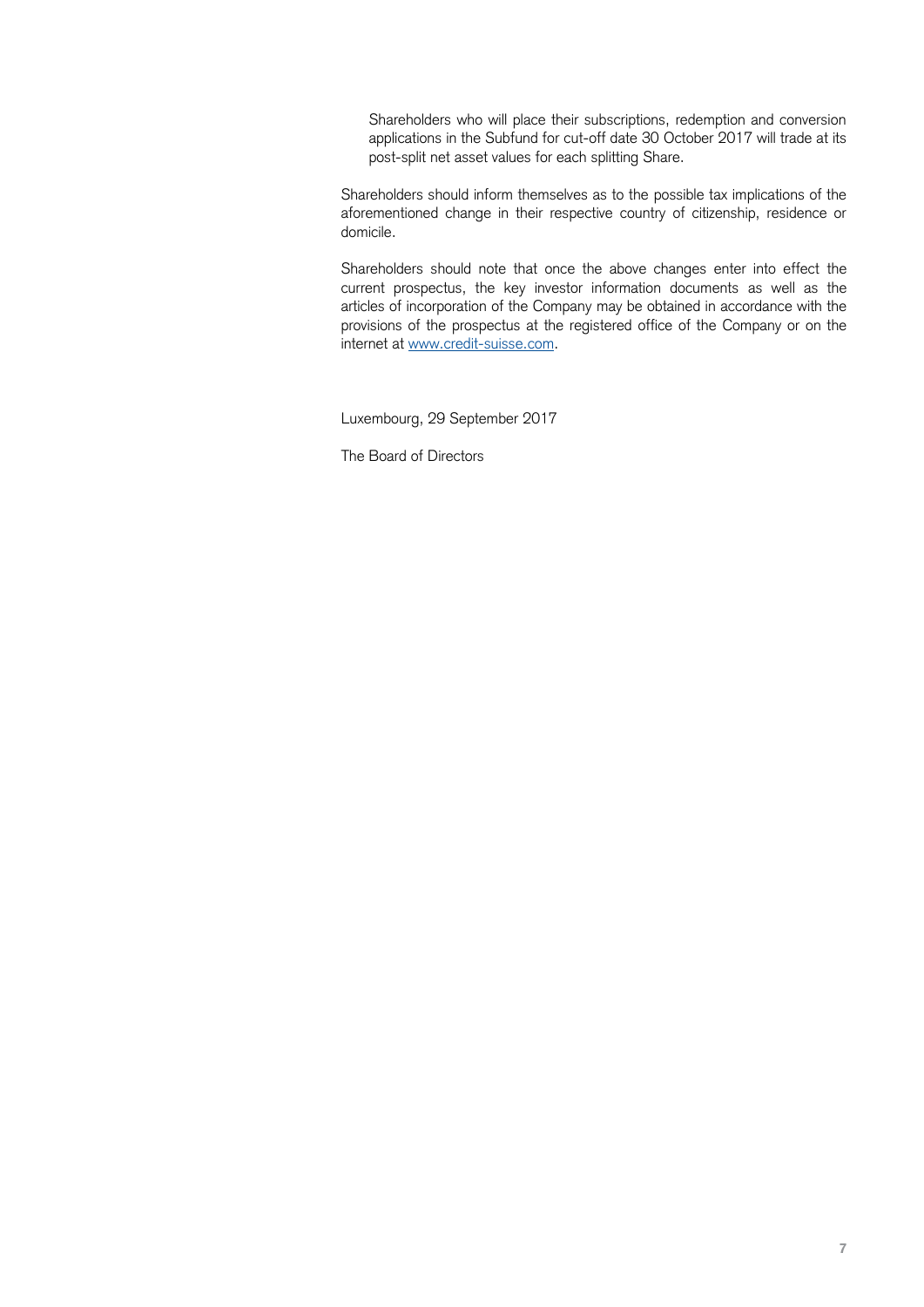Shareholders who will place their subscriptions, redemption and conversion applications in the Subfund for cut-off date 30 October 2017 will trade at its post-split net asset values for each splitting Share.

Shareholders should inform themselves as to the possible tax implications of the aforementioned change in their respective country of citizenship, residence or domicile.

Shareholders should note that once the above changes enter into effect the current prospectus, the key investor information documents as well as the articles of incorporation of the Company may be obtained in accordance with the provisions of the prospectus at the registered office of the Company or on the internet at www.credit-suisse.com.

Luxembourg, 29 September 2017

The Board of Directors